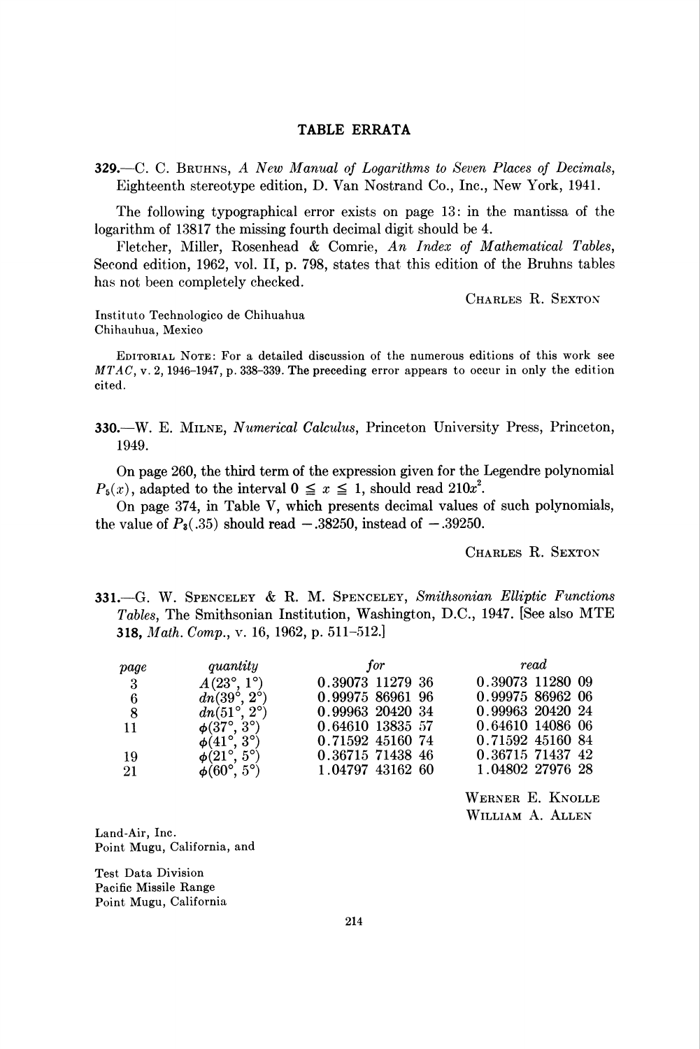# TABLE ERRATA

**329.**—C. C. Bruhns, *A New Manual of Logarithms to Seven Places of Decimals*, Eighteenth stereotype edition, D. Van Nostrand Co., Inc., New York, 1941.

The following typographical error exists on page 13: in the mantissa of the logarithm of 13817 the missing fourth decimal digit should be 4.

Fletcher, Miller, Rosenhead & Comrie, *An Index of Mathematical Tables*, Second edition, 1962, vol. II, p. 798, states that this edition of the Bruhns tables has not been completely checked.

Charles R. Sexton

Instituto Technologico de Chihuahua
Chihauhua, Mexico

Editorial Note: For a detailed discussion of the numerous editions of this work see *MTAC*, v. 2, 1946–1947, p. 338–339. The preceding error appears to occur in only the edition cited.

**330.**—W. E. Milne, *Numerical Calculus*, Princeton University Press, Princeton, 1949.

On page 260, the third term of the expression given for the Legendre polynomial $P_5(x)$, adapted to the interval $0 \leqq x \leqq 1$, should read $210x^2$.

On page 374, in Table V, which presents decimal values of such polynomials, the value of $P_8(.35)$ should read $-.38250$, instead of $-.39250$.

Charles R. Sexton

**331.**—G. W. Spenceley & R. M. Spenceley, *Smithsonian Elliptic Functions Tables*, The Smithsonian Institution, Washington, D.C., 1947. [See also MTE **318**, *Math. Comp.*, v. 16, 1962, p. 511–512.]

| *page* | *quantity* | *for* | *read* |
|---|---|---|---|
| 3 | $A(23°, 1°)$ | 0.39073 11279 36 | 0.39073 11280 09 |
| 6 | $dn(39°, 2°)$ | 0.99975 86961 96 | 0.99975 86962 06 |
| 8 | $dn(51°, 2°)$ | 0.99963 20420 34 | 0.99963 20420 24 |
| 11 | $\phi(37°, 3°)$ | 0.64610 13835 57 | 0.64610 14086 06 |
| | $\phi(41°, 3°)$ | 0.71592 45160 74 | 0.71592 45160 84 |
| 19 | $\phi(21°, 5°)$ | 0.36715 71438 46 | 0.36715 71437 42 |
| 21 | $\phi(60°, 5°)$ | 1.04797 43162 60 | 1.04802 27976 28 |

Werner E. Knolle
William A. Allen

Land-Air, Inc.
Point Mugu, California, and

Test Data Division
Pacific Missile Range
Point Mugu, California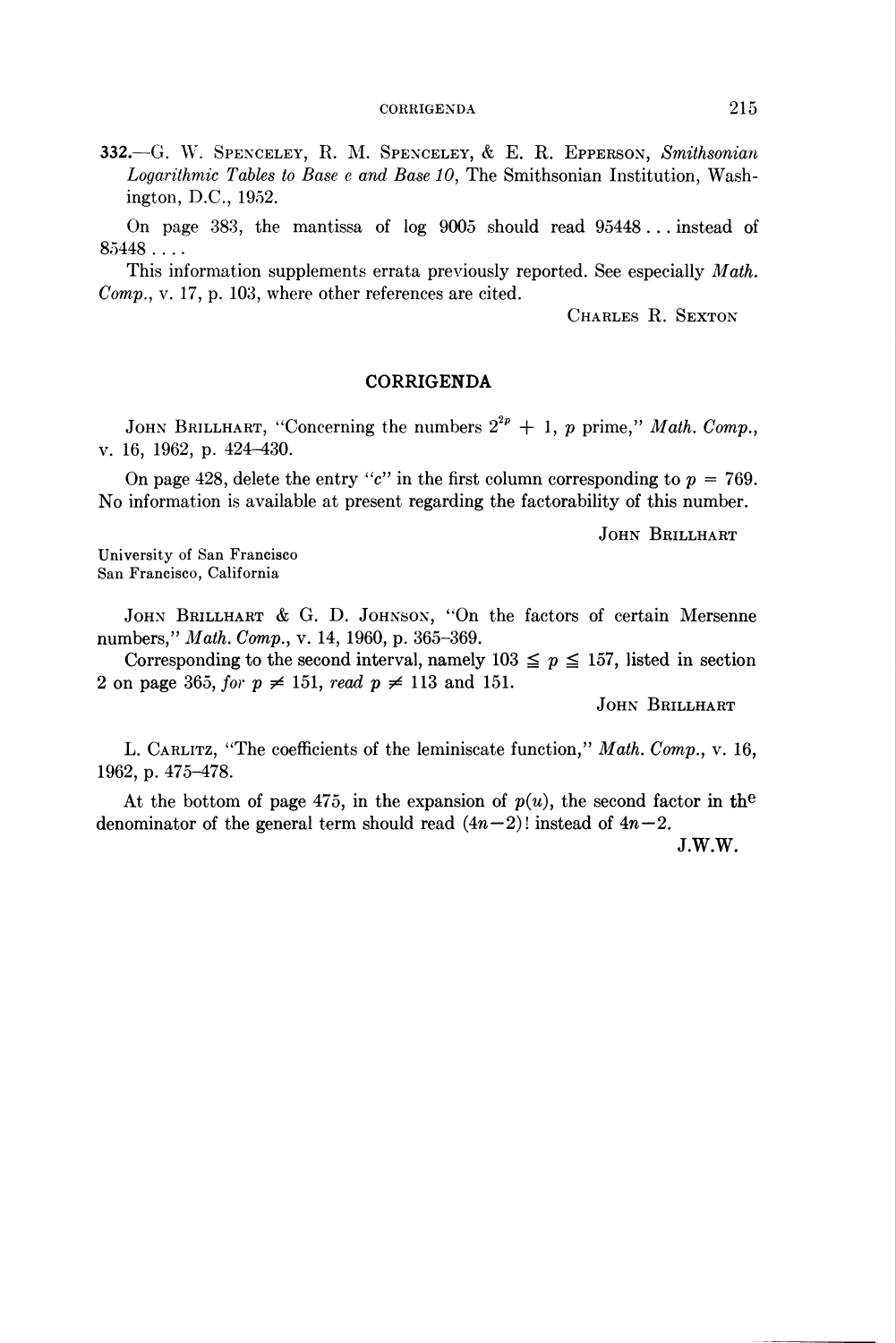**332.**—G. W. Spenceley, R. M. Spenceley, & E. R. Epperson, *Smithsonian Logarithmic Tables to Base e and Base 10*, The Smithsonian Institution, Washington, D.C., 1952.

On page 383, the mantissa of log 9005 should read 95448 . . . instead of 85448 . . . .

This information supplements errata previously reported. See especially *Math. Comp.*, v. 17, p. 103, where other references are cited.

Charles R. Sexton

## CORRIGENDA

John Brillhart, "Concerning the numbers $2^{2p} + 1$, $p$ prime," *Math. Comp.*, v. 16, 1962, p. 424–430.

On page 428, delete the entry "*c*" in the first column corresponding to $p = 769$. No information is available at present regarding the factorability of this number.

John Brillhart

University of San Francisco
San Francisco, California

John Brillhart & G. D. Johnson, "On the factors of certain Mersenne numbers," *Math. Comp.*, v. 14, 1960, p. 365–369.

Corresponding to the second interval, namely $103 \leqq p \leqq 157$, listed in section 2 on page 365, *for* $p \neq 151$, *read* $p \neq 113$ and 151.

John Brillhart

L. Carlitz, "The coefficients of the leminiscate function," *Math. Comp.*, v. 16, 1962, p. 475–478.

At the bottom of page 475, in the expansion of $p(u)$, the second factor in the denominator of the general term should read $(4n-2)!$ instead of $4n-2$.

J.W.W.